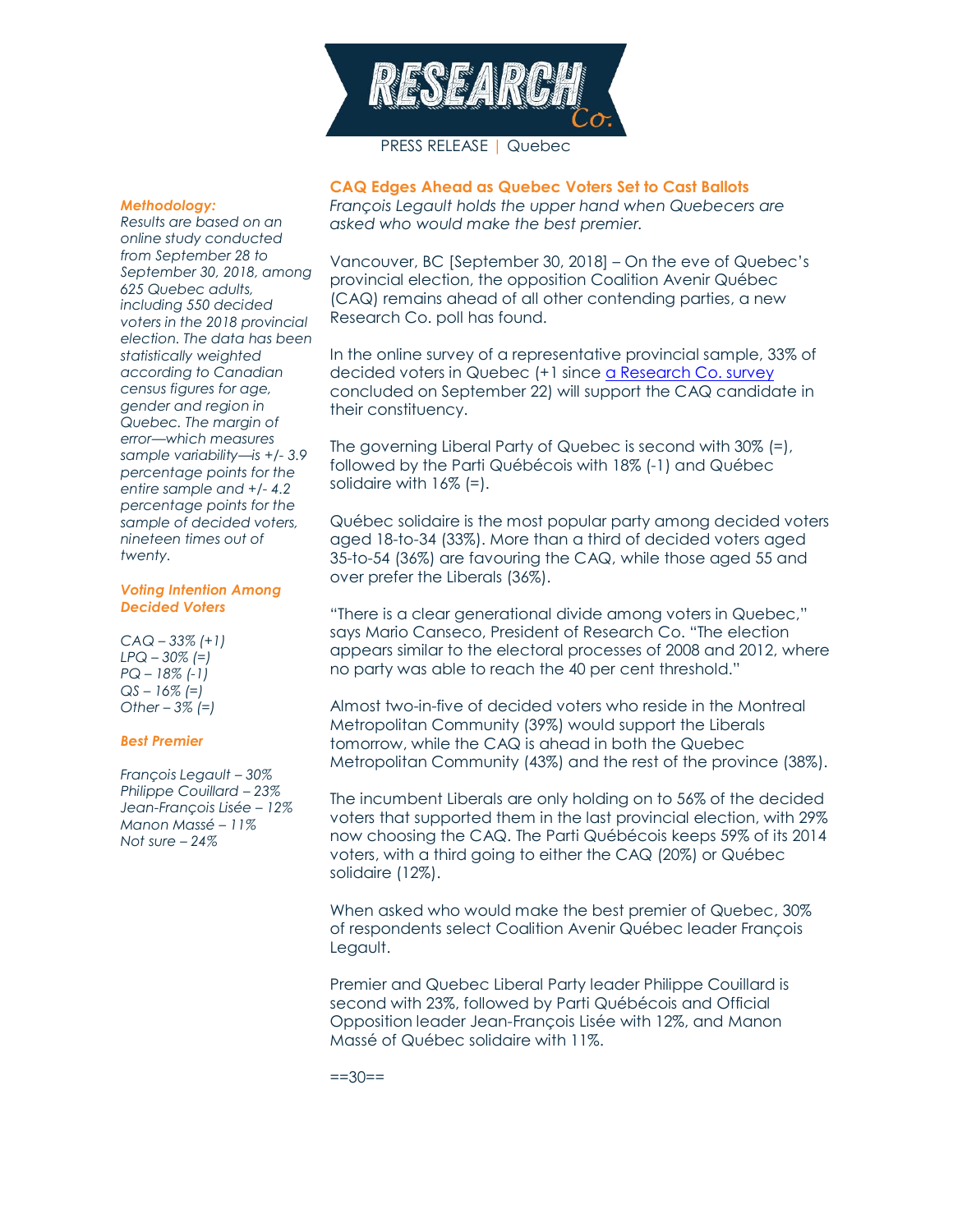RESEARCH Co.

PRESS RELEASE | Quebec

## CAQ Edges Ahead as Quebec Voters Set to Cast Ballots

*François Legault holds the upper hand when Quebecers are asked who would make the best premier.*

Vancouver, BC [September 30, 2018] – On the eve of Quebec's provincial election, the opposition Coalition Avenir Québec (CAQ) remains ahead of all other contending parties, a new Research Co. poll has found.

In the online survey of a representative provincial sample, 33% of decided voters in Quebec (+1 since [a Research Co. survey](#) concluded on September 22) will support the CAQ candidate in their constituency.

The governing Liberal Party of Quebec is second with 30% (=), followed by the Parti Québécois with 18% (-1) and Québec solidaire with 16% (=).

Québec solidaire is the most popular party among decided voters aged 18-to-34 (33%). More than a third of decided voters aged 35-to-54 (36%) are favouring the CAQ, while those aged 55 and over prefer the Liberals (36%).

"There is a clear generational divide among voters in Quebec," says Mario Canseco, President of Research Co. "The election appears similar to the electoral processes of 2008 and 2012, where no party was able to reach the 40 per cent threshold."

Almost two-in-five of decided voters who reside in the Montreal Metropolitan Community (39%) would support the Liberals tomorrow, while the CAQ is ahead in both the Quebec Metropolitan Community (43%) and the rest of the province (38%).

The incumbent Liberals are only holding on to 56% of the decided voters that supported them in the last provincial election, with 29% now choosing the CAQ. The Parti Québécois keeps 59% of its 2014 voters, with a third going to either the CAQ (20%) or Québec solidaire (12%).

When asked who would make the best premier of Quebec, 30% of respondents select Coalition Avenir Québec leader François Legault.

Premier and Quebec Liberal Party leader Philippe Couillard is second with 23%, followed by Parti Québécois and Official Opposition leader Jean-François Lisée with 12%, and Manon Massé of Québec solidaire with 11%.

==30==

### *Methodology:*

*Results are based on an online study conducted from September 28 to September 30, 2018, among 625 Quebec adults, including 550 decided voters in the 2018 provincial election. The data has been statistically weighted according to Canadian census figures for age, gender and region in Quebec. The margin of error—which measures sample variability—is +/- 3.9 percentage points for the entire sample and +/- 4.2 percentage points for the sample of decided voters, nineteen times out of twenty.*

### *Voting Intention Among Decided Voters*

*CAQ – 33% (+1)*
*LPQ – 30% (=)*
*PQ – 18% (-1)*
*QS – 16% (=)*
*Other – 3% (=)*

### *Best Premier*

*François Legault – 30%*
*Philippe Couillard – 23%*
*Jean-François Lisée – 12%*
*Manon Massé – 11%*
*Not sure – 24%*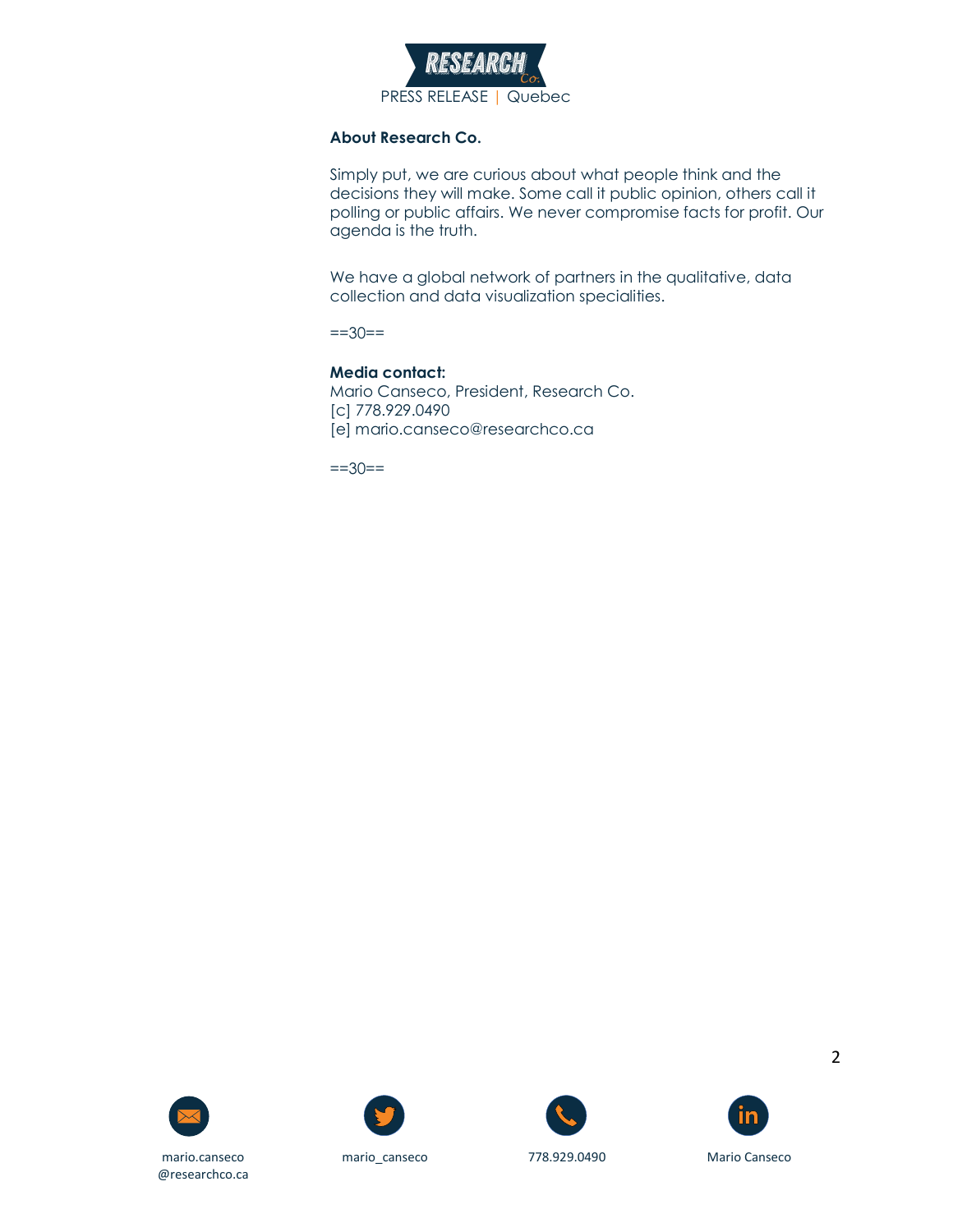### About Research Co.

Simply put, we are curious about what people think and the decisions they will make. Some call it public opinion, others call it polling or public affairs. We never compromise facts for profit. Our agenda is the truth.

We have a global network of partners in the qualitative, data collection and data visualization specialities.

==30==

**Media contact:**
Mario Canseco, President, Research Co.
[c] 778.929.0490
[e] mario.canseco@researchco.ca

==30==